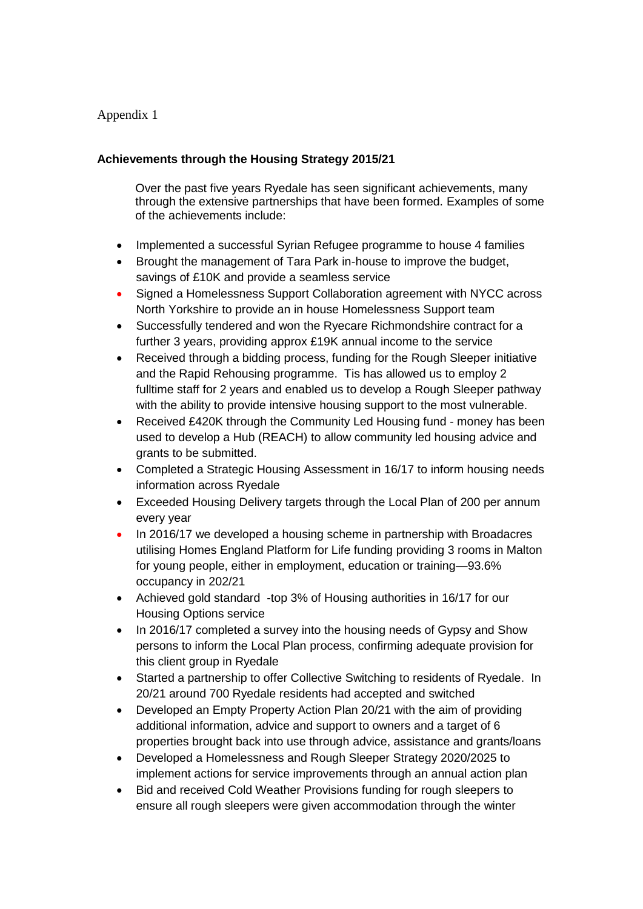Appendix 1

**Achievements through the Housing Strategy 2015/21**

Over the past five years Ryedale has seen significant achievements, many through the extensive partnerships that have been formed. Examples of some of the achievements include:

- Implemented a successful Syrian Refugee programme to house 4 families
- Brought the management of Tara Park in-house to improve the budget, savings of £10K and provide a seamless service
- Signed a Homelessness Support Collaboration agreement with NYCC across North Yorkshire to provide an in house Homelessness Support team
- Successfully tendered and won the Ryecare Richmondshire contract for a further 3 years, providing approx £19K annual income to the service
- Received through a bidding process, funding for the Rough Sleeper initiative and the Rapid Rehousing programme. Tis has allowed us to employ 2 fulltime staff for 2 years and enabled us to develop a Rough Sleeper pathway with the ability to provide intensive housing support to the most vulnerable.
- Received £420K through the Community Led Housing fund - money has been used to develop a Hub (REACH) to allow community led housing advice and grants to be submitted.
- Completed a Strategic Housing Assessment in 16/17 to inform housing needs information across Ryedale
- Exceeded Housing Delivery targets through the Local Plan of 200 per annum every year
- In 2016/17 we developed a housing scheme in partnership with Broadacres utilising Homes England Platform for Life funding providing 3 rooms in Malton for young people, either in employment, education or training—93.6% occupancy in 202/21
- Achieved gold standard -top 3% of Housing authorities in 16/17 for our Housing Options service
- In 2016/17 completed a survey into the housing needs of Gypsy and Show persons to inform the Local Plan process, confirming adequate provision for this client group in Ryedale
- Started a partnership to offer Collective Switching to residents of Ryedale. In 20/21 around 700 Ryedale residents had accepted and switched
- Developed an Empty Property Action Plan 20/21 with the aim of providing additional information, advice and support to owners and a target of 6 properties brought back into use through advice, assistance and grants/loans
- Developed a Homelessness and Rough Sleeper Strategy 2020/2025 to implement actions for service improvements through an annual action plan
- Bid and received Cold Weather Provisions funding for rough sleepers to ensure all rough sleepers were given accommodation through the winter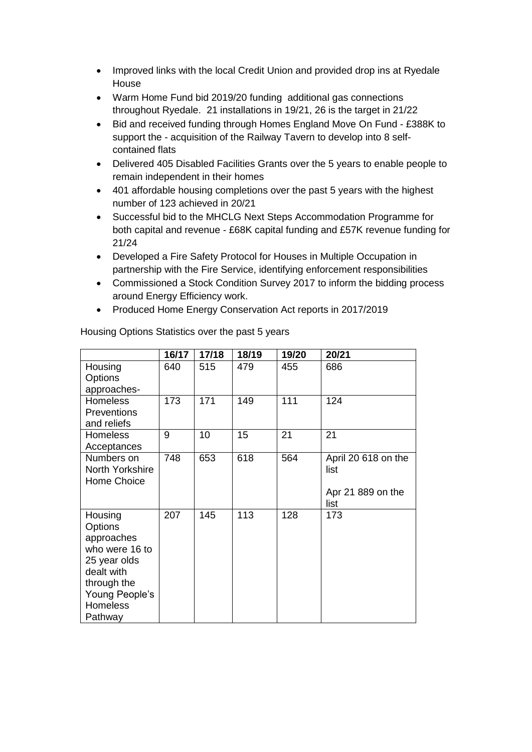- Improved links with the local Credit Union and provided drop ins at Ryedale House
- Warm Home Fund bid 2019/20 funding additional gas connections throughout Ryedale. 21 installations in 19/21, 26 is the target in 21/22
- Bid and received funding through Homes England Move On Fund - £388K to support the - acquisition of the Railway Tavern to develop into 8 self-contained flats
- Delivered 405 Disabled Facilities Grants over the 5 years to enable people to remain independent in their homes
- 401 affordable housing completions over the past 5 years with the highest number of 123 achieved in 20/21
- Successful bid to the MHCLG Next Steps Accommodation Programme for both capital and revenue - £68K capital funding and £57K revenue funding for 21/24
- Developed a Fire Safety Protocol for Houses in Multiple Occupation in partnership with the Fire Service, identifying enforcement responsibilities
- Commissioned a Stock Condition Survey 2017 to inform the bidding process around Energy Efficiency work.
- Produced Home Energy Conservation Act reports in 2017/2019

Housing Options Statistics over the past 5 years

| | 16/17 | 17/18 | 18/19 | 19/20 | 20/21 |
|---|---|---|---|---|---|
| Housing Options approaches- | 640 | 515 | 479 | 455 | 686 |
| Homeless Preventions and reliefs | 173 | 171 | 149 | 111 | 124 |
| Homeless Acceptances | 9 | 10 | 15 | 21 | 21 |
| Numbers on North Yorkshire Home Choice | 748 | 653 | 618 | 564 | April 20 618 on the list<br><br>Apr 21 889 on the list |
| Housing Options approaches who were 16 to 25 year olds dealt with through the Young People's Homeless Pathway | 207 | 145 | 113 | 128 | 173 |